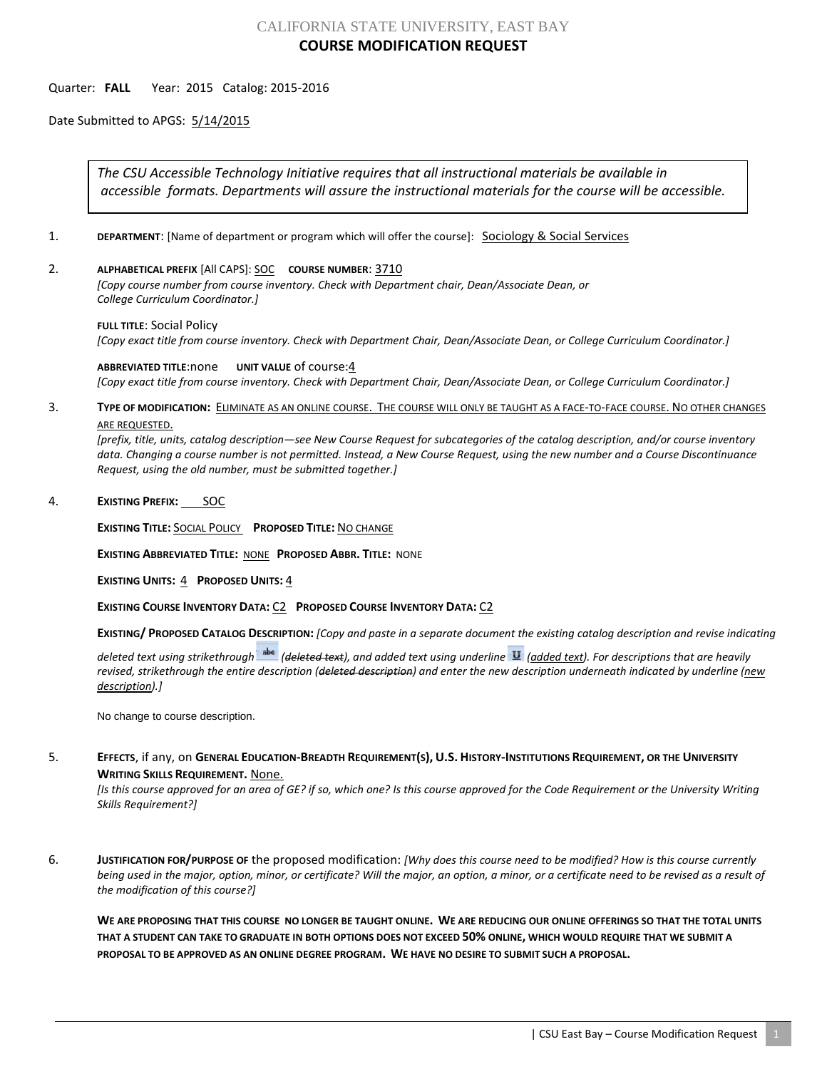CALIFORNIA STATE UNIVERSITY, EAST BAY

# COURSE MODIFICATION REQUEST

Quarter: **FALL** Year: 2015 Catalog: 2015-2016

Date Submitted to APGS: 5/14/2015

> *The CSU Accessible Technology Initiative requires that all instructional materials be available in accessible formats. Departments will assure the instructional materials for the course will be accessible.*

1. **DEPARTMENT**: [Name of department or program which will offer the course]: Sociology & Social Services

2. **ALPHABETICAL PREFIX** [All CAPS]: SOC **COURSE NUMBER**: 3710
   *[Copy course number from course inventory. Check with Department chair, Dean/Associate Dean, or College Curriculum Coordinator.]*

   **FULL TITLE**: Social Policy
   *[Copy exact title from course inventory. Check with Department Chair, Dean/Associate Dean, or College Curriculum Coordinator.]*

   **ABBREVIATED TITLE**:none **UNIT VALUE** of course:4
   *[Copy exact title from course inventory. Check with Department Chair, Dean/Associate Dean, or College Curriculum Coordinator.]*

3. **TYPE OF MODIFICATION:** ELIMINATE AS AN ONLINE COURSE. THE COURSE WILL ONLY BE TAUGHT AS A FACE-TO-FACE COURSE. NO OTHER CHANGES ARE REQUESTED.
   *[prefix, title, units, catalog description—see New Course Request for subcategories of the catalog description, and/or course inventory data. Changing a course number is not permitted. Instead, a New Course Request, using the new number and a Course Discontinuance Request, using the old number, must be submitted together.]*

4. **EXISTING PREFIX:** SOC

   **EXISTING TITLE:** SOCIAL POLICY **PROPOSED TITLE:** NO CHANGE

   **EXISTING ABBREVIATED TITLE:** NONE **PROPOSED ABBR. TITLE:** NONE

   **EXISTING UNITS:** 4 **PROPOSED UNITS:** 4

   **EXISTING COURSE INVENTORY DATA:** C2 **PROPOSED COURSE INVENTORY DATA:** C2

   **EXISTING/ PROPOSED CATALOG DESCRIPTION:** *[Copy and paste in a separate document the existing catalog description and revise indicating deleted text using strikethrough (~~deleted text~~), and added text using underline (added text). For descriptions that are heavily revised, strikethrough the entire description (~~deleted description~~) and enter the new description underneath indicated by underline (new description).]*

   No change to course description.

5. **EFFECTS**, if any, on **GENERAL EDUCATION-BREADTH REQUIREMENT(S), U.S. HISTORY-INSTITUTIONS REQUIREMENT, OR THE UNIVERSITY WRITING SKILLS REQUIREMENT.** None.
   *[Is this course approved for an area of GE? if so, which one? Is this course approved for the Code Requirement or the University Writing Skills Requirement?]*

6. **JUSTIFICATION FOR/PURPOSE OF** the proposed modification: *[Why does this course need to be modified? How is this course currently being used in the major, option, minor, or certificate? Will the major, an option, a minor, or a certificate need to be revised as a result of the modification of this course?]*

   **WE ARE PROPOSING THAT THIS COURSE NO LONGER BE TAUGHT ONLINE. WE ARE REDUCING OUR ONLINE OFFERINGS SO THAT THE TOTAL UNITS THAT A STUDENT CAN TAKE TO GRADUATE IN BOTH OPTIONS DOES NOT EXCEED 50% ONLINE, WHICH WOULD REQUIRE THAT WE SUBMIT A PROPOSAL TO BE APPROVED AS AN ONLINE DEGREE PROGRAM. WE HAVE NO DESIRE TO SUBMIT SUCH A PROPOSAL.**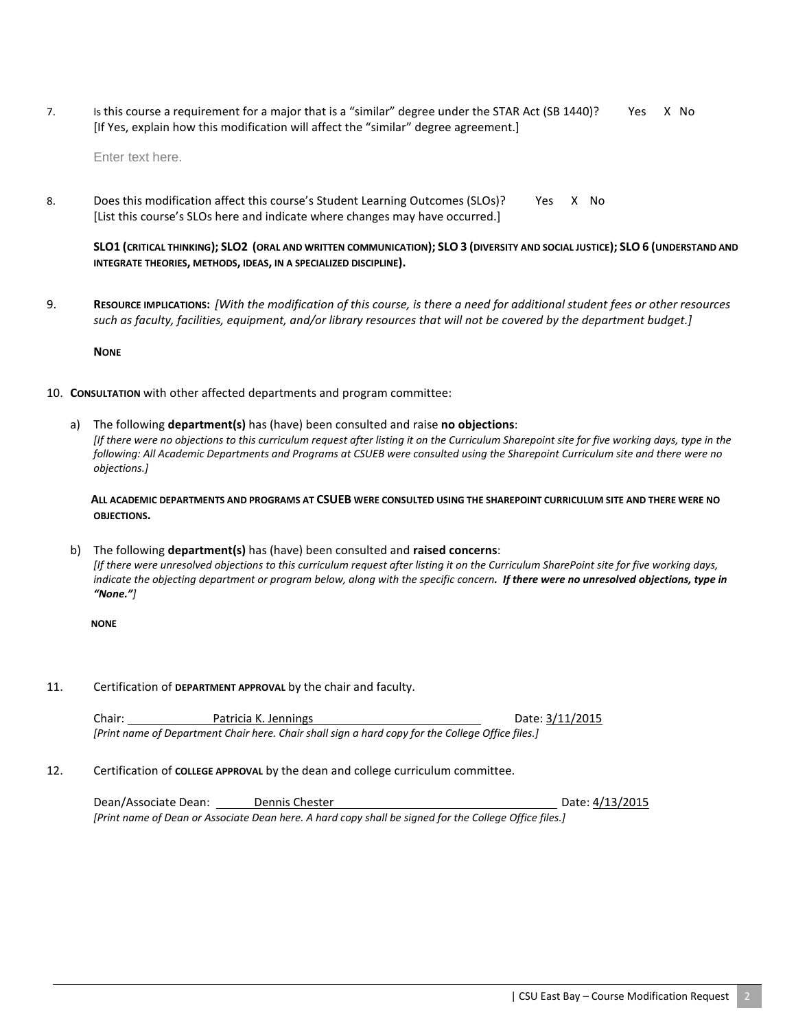7. Is this course a requirement for a major that is a "similar" degree under the STAR Act (SB 1440)? Yes X No
[If Yes, explain how this modification will affect the "similar" degree agreement.]

Enter text here.

8. Does this modification affect this course's Student Learning Outcomes (SLOs)? Yes X No
[List this course's SLOs here and indicate where changes may have occurred.]

**SLO1 (CRITICAL THINKING); SLO2 (ORAL AND WRITTEN COMMUNICATION); SLO 3 (DIVERSITY AND SOCIAL JUSTICE); SLO 6 (UNDERSTAND AND INTEGRATE THEORIES, METHODS, IDEAS, IN A SPECIALIZED DISCIPLINE).**

9. **RESOURCE IMPLICATIONS:** *[With the modification of this course, is there a need for additional student fees or other resources such as faculty, facilities, equipment, and/or library resources that will not be covered by the department budget.]*

**NONE**

10. **CONSULTATION** with other affected departments and program committee:

a) The following **department(s)** has (have) been consulted and raise **no objections**:
*[If there were no objections to this curriculum request after listing it on the Curriculum Sharepoint site for five working days, type in the following: All Academic Departments and Programs at CSUEB were consulted using the Sharepoint Curriculum site and there were no objections.]*

**ALL ACADEMIC DEPARTMENTS AND PROGRAMS AT CSUEB WERE CONSULTED USING THE SHAREPOINT CURRICULUM SITE AND THERE WERE NO OBJECTIONS.**

b) The following **department(s)** has (have) been consulted and **raised concerns**:
*[If there were unresolved objections to this curriculum request after listing it on the Curriculum SharePoint site for five working days, indicate the objecting department or program below, along with the specific concern. **If there were no unresolved objections, type in "None."**]*

**NONE**

11. Certification of **DEPARTMENT APPROVAL** by the chair and faculty.

Chair: Patricia K. Jennings Date: 3/11/2015
*[Print name of Department Chair here. Chair shall sign a hard copy for the College Office files.]*

12. Certification of **COLLEGE APPROVAL** by the dean and college curriculum committee.

Dean/Associate Dean: Dennis Chester Date: 4/13/2015
*[Print name of Dean or Associate Dean here. A hard copy shall be signed for the College Office files.]*